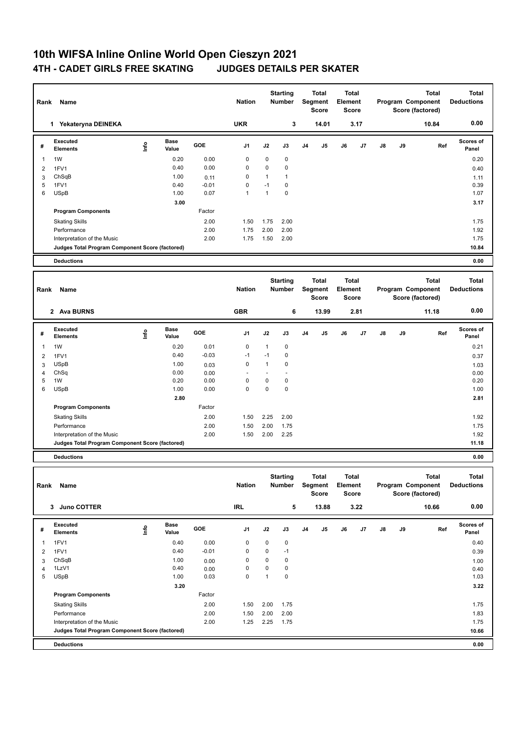# 10th WIFSA Inline Online World Open Cieszyn 2021

## 4TH - CADET GIRLS FREE SKATING JUDGES DETAILS PER SKATER

| Rank | Name | Nation | Starting Number | Total Segment Score | Total Element Score | Total Program Component Score (factored) | Total Deductions |
|---|---|---|---|---|---|---|---|
| 1 | Yekateryna DEINEKA | UKR | 3 | 14.01 | 3.17 | 10.84 | 0.00 |

| # | Executed Elements | Info | Base Value | GOE | J1 | J2 | J3 | J4 | J5 | J6 | J7 | J8 | J9 | Ref | Scores of Panel |
|---|---|---|---|---|---|---|---|---|---|---|---|---|---|---|---|
| 1 | 1W | | 0.20 | 0.00 | 0 | 0 | 0 | | | | | | | | 0.20 |
| 2 | 1FV1 | | 0.40 | 0.00 | 0 | 0 | 0 | | | | | | | | 0.40 |
| 3 | ChSqB | | 1.00 | 0.11 | 0 | 1 | 1 | | | | | | | | 1.11 |
| 5 | 1FV1 | | 0.40 | -0.01 | 0 | -1 | 0 | | | | | | | | 0.39 |
| 6 | USpB | | 1.00 | 0.07 | 1 | 1 | 0 | | | | | | | | 1.07 |
| | | | 3.00 | | | | | | | | | | | | 3.17 |
| | **Program Components** | | | Factor | | | | | | | | | | | |
| | Skating Skills | | | 2.00 | 1.50 | 1.75 | 2.00 | | | | | | | | 1.75 |
| | Performance | | | 2.00 | 1.75 | 2.00 | 2.00 | | | | | | | | 1.92 |
| | Interpretation of the Music | | | 2.00 | 1.75 | 1.50 | 2.00 | | | | | | | | 1.75 |
| | **Judges Total Program Component Score (factored)** | | | | | | | | | | | | | | 10.84 |
| | **Deductions** | | | | | | | | | | | | | | 0.00 |

| Rank | Name | Nation | Starting Number | Total Segment Score | Total Element Score | Total Program Component Score (factored) | Total Deductions |
|---|---|---|---|---|---|---|---|
| 2 | Ava BURNS | GBR | 6 | 13.99 | 2.81 | 11.18 | 0.00 |

| # | Executed Elements | Info | Base Value | GOE | J1 | J2 | J3 | J4 | J5 | J6 | J7 | J8 | J9 | Ref | Scores of Panel |
|---|---|---|---|---|---|---|---|---|---|---|---|---|---|---|---|
| 1 | 1W | | 0.20 | 0.01 | 0 | 1 | 0 | | | | | | | | 0.21 |
| 2 | 1FV1 | | 0.40 | -0.03 | -1 | -1 | 0 | | | | | | | | 0.37 |
| 3 | USpB | | 1.00 | 0.03 | 0 | 1 | 0 | | | | | | | | 1.03 |
| 4 | ChSq | | 0.00 | 0.00 | - | - | - | | | | | | | | 0.00 |
| 5 | 1W | | 0.20 | 0.00 | 0 | 0 | 0 | | | | | | | | 0.20 |
| 6 | USpB | | 1.00 | 0.00 | 0 | 0 | 0 | | | | | | | | 1.00 |
| | | | 2.80 | | | | | | | | | | | | 2.81 |
| | **Program Components** | | | Factor | | | | | | | | | | | |
| | Skating Skills | | | 2.00 | 1.50 | 2.25 | 2.00 | | | | | | | | 1.92 |
| | Performance | | | 2.00 | 1.50 | 2.00 | 1.75 | | | | | | | | 1.75 |
| | Interpretation of the Music | | | 2.00 | 1.50 | 2.00 | 2.25 | | | | | | | | 1.92 |
| | **Judges Total Program Component Score (factored)** | | | | | | | | | | | | | | 11.18 |
| | **Deductions** | | | | | | | | | | | | | | 0.00 |

| Rank | Name | Nation | Starting Number | Total Segment Score | Total Element Score | Total Program Component Score (factored) | Total Deductions |
|---|---|---|---|---|---|---|---|
| 3 | Juno COTTER | IRL | 5 | 13.88 | 3.22 | 10.66 | 0.00 |

| # | Executed Elements | Info | Base Value | GOE | J1 | J2 | J3 | J4 | J5 | J6 | J7 | J8 | J9 | Ref | Scores of Panel |
|---|---|---|---|---|---|---|---|---|---|---|---|---|---|---|---|
| 1 | 1FV1 | | 0.40 | 0.00 | 0 | 0 | 0 | | | | | | | | 0.40 |
| 2 | 1FV1 | | 0.40 | -0.01 | 0 | 0 | -1 | | | | | | | | 0.39 |
| 3 | ChSqB | | 1.00 | 0.00 | 0 | 0 | 0 | | | | | | | | 1.00 |
| 4 | 1LzV1 | | 0.40 | 0.00 | 0 | 0 | 0 | | | | | | | | 0.40 |
| 5 | USpB | | 1.00 | 0.03 | 0 | 1 | 0 | | | | | | | | 1.03 |
| | | | 3.20 | | | | | | | | | | | | 3.22 |
| | **Program Components** | | | Factor | | | | | | | | | | | |
| | Skating Skills | | | 2.00 | 1.50 | 2.00 | 1.75 | | | | | | | | 1.75 |
| | Performance | | | 2.00 | 1.50 | 2.00 | 2.00 | | | | | | | | 1.83 |
| | Interpretation of the Music | | | 2.00 | 1.25 | 2.25 | 1.75 | | | | | | | | 1.75 |
| | **Judges Total Program Component Score (factored)** | | | | | | | | | | | | | | 10.66 |
| | **Deductions** | | | | | | | | | | | | | | 0.00 |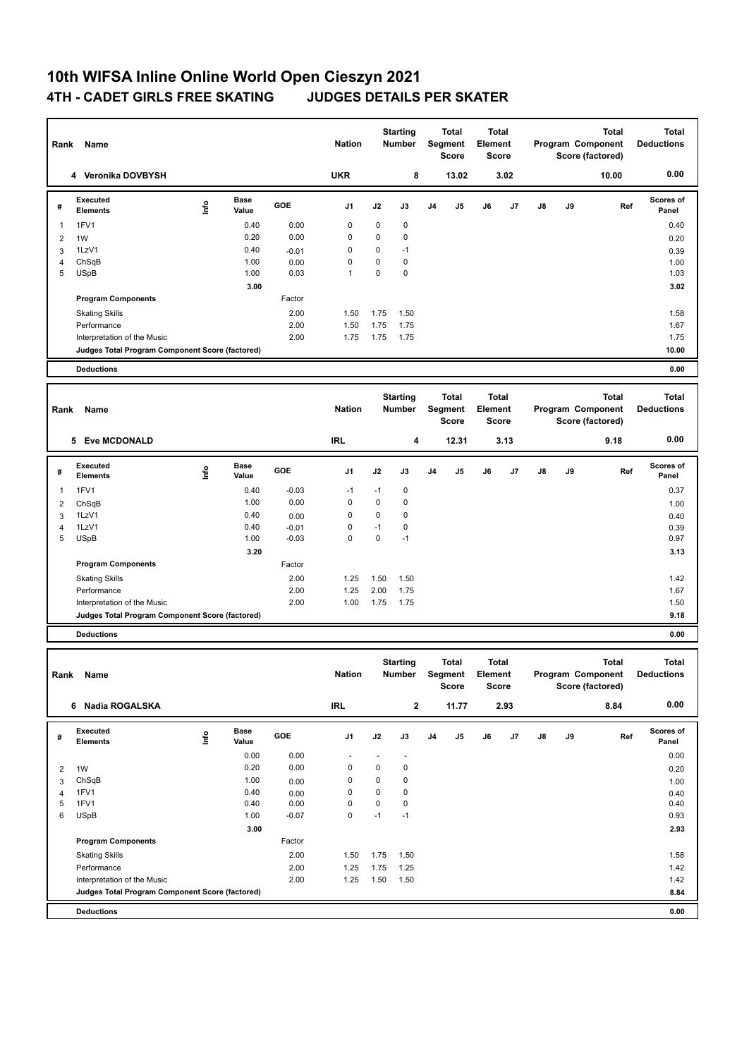# 10th WIFSA Inline Online World Open Cieszyn 2021

## 4TH - CADET GIRLS FREE SKATING    JUDGES DETAILS PER SKATER

| Rank | Name | Nation | Starting Number | Total Segment Score | Total Element Score | Total Program Component Score (factored) | Total Deductions |
|---|---|---|---|---|---|---|---|
| 4 | Veronika DOVBYSH | UKR | 8 | 13.02 | 3.02 | 10.00 | 0.00 |

| # | Executed Elements | Info | Base Value | GOE | J1 | J2 | J3 | J4 | J5 | J6 | J7 | J8 | J9 | Ref | Scores of Panel |
|---|---|---|---|---|---|---|---|---|---|---|---|---|---|---|---|
| 1 | 1FV1 | | 0.40 | 0.00 | 0 | 0 | 0 | | | | | | | | 0.40 |
| 2 | 1W | | 0.20 | 0.00 | 0 | 0 | 0 | | | | | | | | 0.20 |
| 3 | 1LzV1 | | 0.40 | -0.01 | 0 | 0 | -1 | | | | | | | | 0.39 |
| 4 | ChSqB | | 1.00 | 0.00 | 0 | 0 | 0 | | | | | | | | 1.00 |
| 5 | USpB | | 1.00 | 0.03 | 1 | 0 | 0 | | | | | | | | 1.03 |
| | | | 3.00 | | | | | | | | | | | | 3.02 |
| | Program Components | | | Factor | | | | | | | | | | | |
| | Skating Skills | | | 2.00 | 1.50 | 1.75 | 1.50 | | | | | | | | 1.58 |
| | Performance | | | 2.00 | 1.50 | 1.75 | 1.75 | | | | | | | | 1.67 |
| | Interpretation of the Music | | | 2.00 | 1.75 | 1.75 | 1.75 | | | | | | | | 1.75 |
| | Judges Total Program Component Score (factored) | | | | | | | | | | | | | | 10.00 |
| | Deductions | | | | | | | | | | | | | | 0.00 |

| Rank | Name | Nation | Starting Number | Total Segment Score | Total Element Score | Total Program Component Score (factored) | Total Deductions |
|---|---|---|---|---|---|---|---|
| 5 | Eve MCDONALD | IRL | 4 | 12.31 | 3.13 | 9.18 | 0.00 |

| # | Executed Elements | Info | Base Value | GOE | J1 | J2 | J3 | J4 | J5 | J6 | J7 | J8 | J9 | Ref | Scores of Panel |
|---|---|---|---|---|---|---|---|---|---|---|---|---|---|---|---|
| 1 | 1FV1 | | 0.40 | -0.03 | -1 | -1 | 0 | | | | | | | | 0.37 |
| 2 | ChSqB | | 1.00 | 0.00 | 0 | 0 | 0 | | | | | | | | 1.00 |
| 3 | 1LzV1 | | 0.40 | 0.00 | 0 | 0 | 0 | | | | | | | | 0.40 |
| 4 | 1LzV1 | | 0.40 | -0.01 | 0 | -1 | 0 | | | | | | | | 0.39 |
| 5 | USpB | | 1.00 | -0.03 | 0 | 0 | -1 | | | | | | | | 0.97 |
| | | | 3.20 | | | | | | | | | | | | 3.13 |
| | Program Components | | | Factor | | | | | | | | | | | |
| | Skating Skills | | | 2.00 | 1.25 | 1.50 | 1.50 | | | | | | | | 1.42 |
| | Performance | | | 2.00 | 1.25 | 2.00 | 1.75 | | | | | | | | 1.67 |
| | Interpretation of the Music | | | 2.00 | 1.00 | 1.75 | 1.75 | | | | | | | | 1.50 |
| | Judges Total Program Component Score (factored) | | | | | | | | | | | | | | 9.18 |
| | Deductions | | | | | | | | | | | | | | 0.00 |

| Rank | Name | Nation | Starting Number | Total Segment Score | Total Element Score | Total Program Component Score (factored) | Total Deductions |
|---|---|---|---|---|---|---|---|
| 6 | Nadia ROGALSKA | IRL | 2 | 11.77 | 2.93 | 8.84 | 0.00 |

| # | Executed Elements | Info | Base Value | GOE | J1 | J2 | J3 | J4 | J5 | J6 | J7 | J8 | J9 | Ref | Scores of Panel |
|---|---|---|---|---|---|---|---|---|---|---|---|---|---|---|---|
| | | | 0.00 | 0.00 | - | - | - | | | | | | | | 0.00 |
| 2 | 1W | | 0.20 | 0.00 | 0 | 0 | 0 | | | | | | | | 0.20 |
| 3 | ChSqB | | 1.00 | 0.00 | 0 | 0 | 0 | | | | | | | | 1.00 |
| 4 | 1FV1 | | 0.40 | 0.00 | 0 | 0 | 0 | | | | | | | | 0.40 |
| 5 | 1FV1 | | 0.40 | 0.00 | 0 | 0 | 0 | | | | | | | | 0.40 |
| 6 | USpB | | 1.00 | -0.07 | 0 | -1 | -1 | | | | | | | | 0.93 |
| | | | 3.00 | | | | | | | | | | | | 2.93 |
| | Program Components | | | Factor | | | | | | | | | | | |
| | Skating Skills | | | 2.00 | 1.50 | 1.75 | 1.50 | | | | | | | | 1.58 |
| | Performance | | | 2.00 | 1.25 | 1.75 | 1.25 | | | | | | | | 1.42 |
| | Interpretation of the Music | | | 2.00 | 1.25 | 1.50 | 1.50 | | | | | | | | 1.42 |
| | Judges Total Program Component Score (factored) | | | | | | | | | | | | | | 8.84 |
| | Deductions | | | | | | | | | | | | | | 0.00 |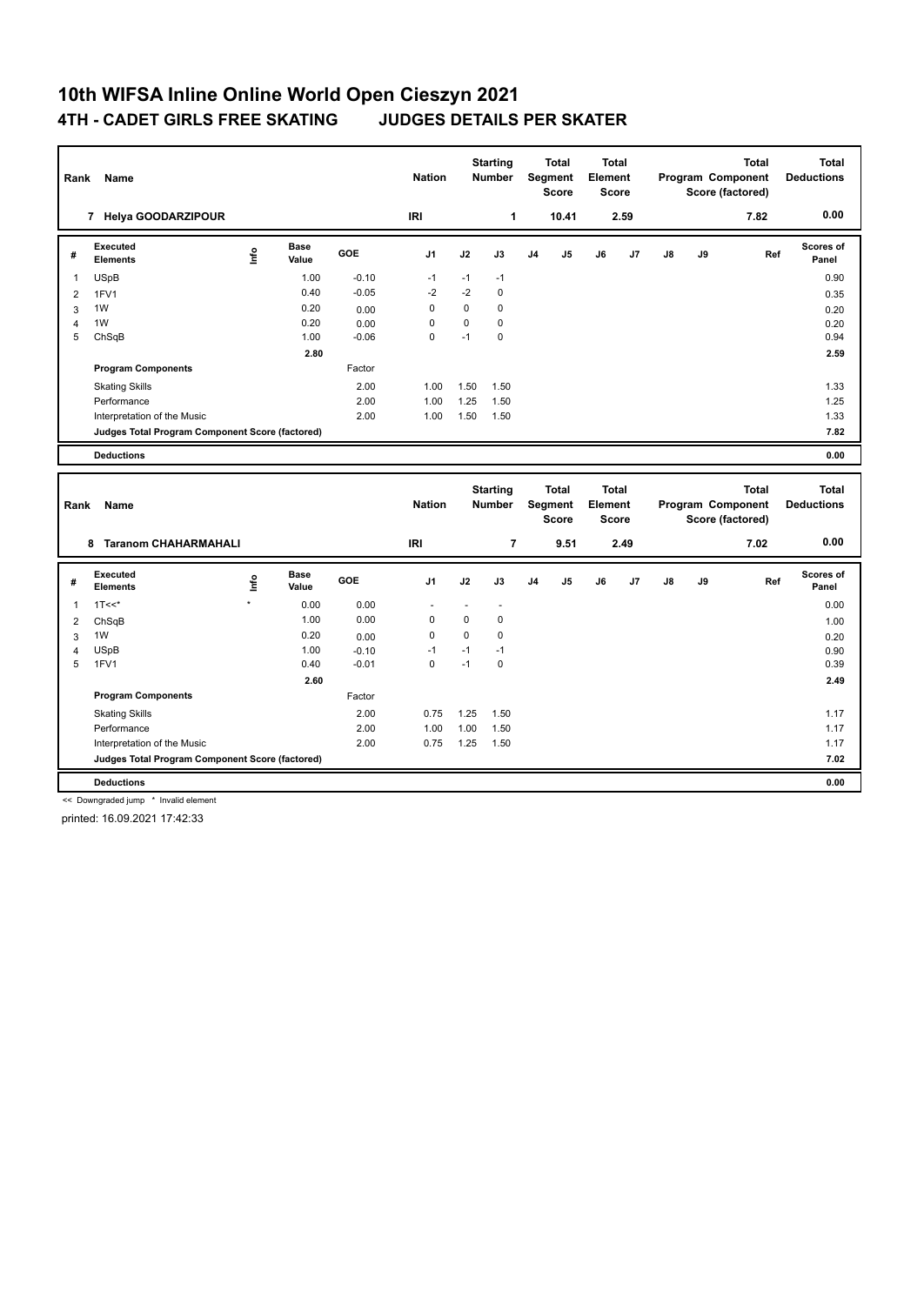# 10th WIFSA Inline Online World Open Cieszyn 2021

## 4TH - CADET GIRLS FREE SKATING JUDGES DETAILS PER SKATER

| Rank | Name | Nation | Starting Number | Total Segment Score | Total Element Score | Total Program Component Score (factored) | Total Deductions |
|---|---|---|---|---|---|---|---|
| 7 | Helya GOODARZIPOUR | IRI | 1 | 10.41 | 2.59 | 7.82 | 0.00 |

| # | Executed Elements | Info | Base Value | GOE | J1 | J2 | J3 | J4 | J5 | J6 | J7 | J8 | J9 | Ref | Scores of Panel |
|---|---|---|---|---|---|---|---|---|---|---|---|---|---|---|---|
| 1 | USpB | | 1.00 | -0.10 | -1 | -1 | -1 | | | | | | | | 0.90 |
| 2 | 1FV1 | | 0.40 | -0.05 | -2 | -2 | 0 | | | | | | | | 0.35 |
| 3 | 1W | | 0.20 | 0.00 | 0 | 0 | 0 | | | | | | | | 0.20 |
| 4 | 1W | | 0.20 | 0.00 | 0 | 0 | 0 | | | | | | | | 0.20 |
| 5 | ChSqB | | 1.00 | -0.06 | 0 | -1 | 0 | | | | | | | | 0.94 |
| | | | 2.80 | | | | | | | | | | | | 2.59 |
| | **Program Components** | | | Factor | | | | | | | | | | | |
| | Skating Skills | | | 2.00 | 1.00 | 1.50 | 1.50 | | | | | | | | 1.33 |
| | Performance | | | 2.00 | 1.00 | 1.25 | 1.50 | | | | | | | | 1.25 |
| | Interpretation of the Music | | | 2.00 | 1.00 | 1.50 | 1.50 | | | | | | | | 1.33 |
| | **Judges Total Program Component Score (factored)** | | | | | | | | | | | | | | 7.82 |
| | **Deductions** | | | | | | | | | | | | | | 0.00 |

| Rank | Name | Nation | Starting Number | Total Segment Score | Total Element Score | Total Program Component Score (factored) | Total Deductions |
|---|---|---|---|---|---|---|---|
| 8 | Taranom CHAHARMAHALI | IRI | 7 | 9.51 | 2.49 | 7.02 | 0.00 |

| # | Executed Elements | Info | Base Value | GOE | J1 | J2 | J3 | J4 | J5 | J6 | J7 | J8 | J9 | Ref | Scores of Panel |
|---|---|---|---|---|---|---|---|---|---|---|---|---|---|---|---|
| 1 | 1T<<* | * | 0.00 | 0.00 | - | - | - | | | | | | | | 0.00 |
| 2 | ChSqB | | 1.00 | 0.00 | 0 | 0 | 0 | | | | | | | | 1.00 |
| 3 | 1W | | 0.20 | 0.00 | 0 | 0 | 0 | | | | | | | | 0.20 |
| 4 | USpB | | 1.00 | -0.10 | -1 | -1 | -1 | | | | | | | | 0.90 |
| 5 | 1FV1 | | 0.40 | -0.01 | 0 | -1 | 0 | | | | | | | | 0.39 |
| | | | 2.60 | | | | | | | | | | | | 2.49 |
| | **Program Components** | | | Factor | | | | | | | | | | | |
| | Skating Skills | | | 2.00 | 0.75 | 1.25 | 1.50 | | | | | | | | 1.17 |
| | Performance | | | 2.00 | 1.00 | 1.00 | 1.50 | | | | | | | | 1.17 |
| | Interpretation of the Music | | | 2.00 | 0.75 | 1.25 | 1.50 | | | | | | | | 1.17 |
| | **Judges Total Program Component Score (factored)** | | | | | | | | | | | | | | 7.02 |
| | **Deductions** | | | | | | | | | | | | | | 0.00 |

<< Downgraded jump * Invalid element

printed: 16.09.2021 17:42:33